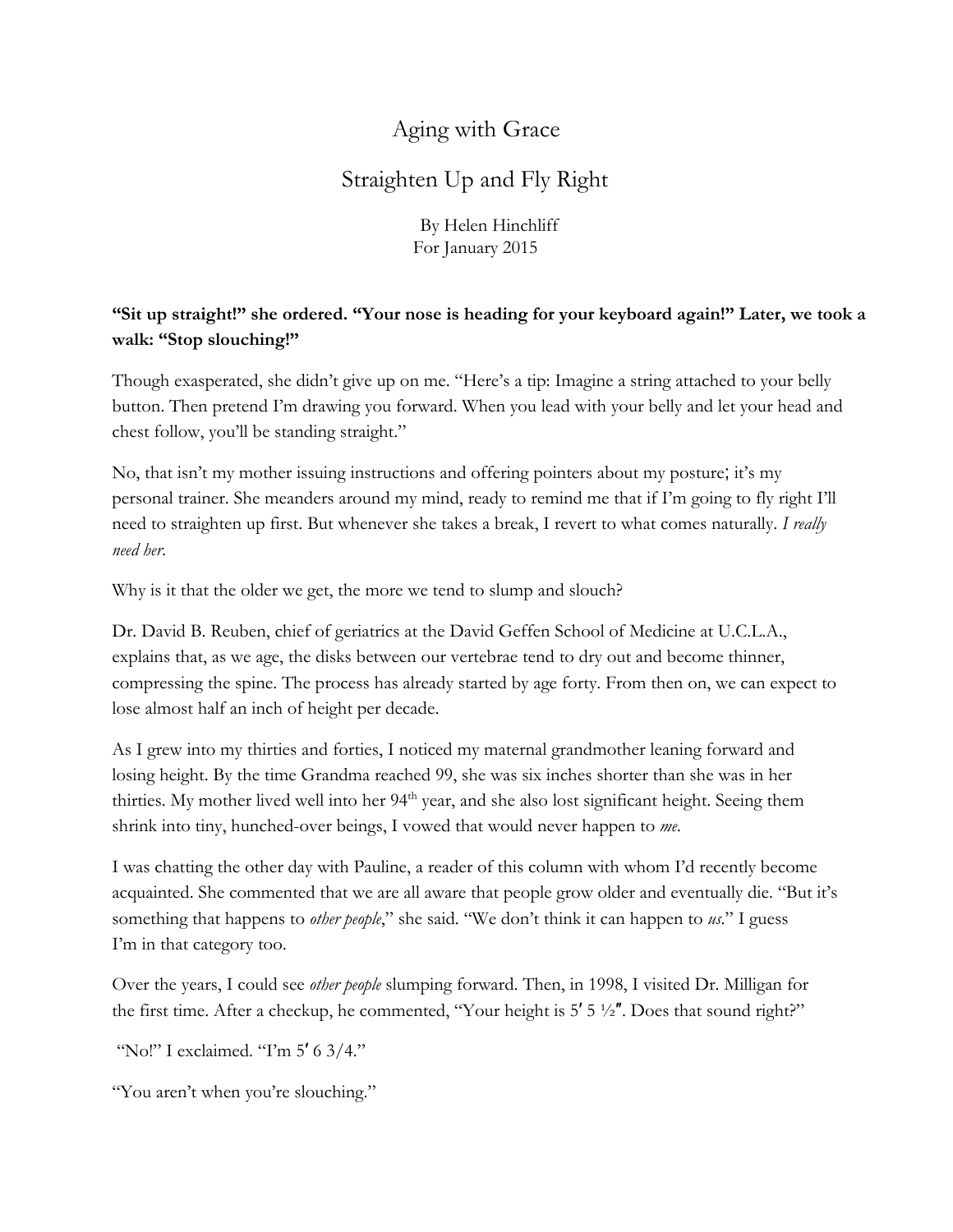# Aging with Grace

## Straighten Up and Fly Right

By Helen Hinchliff
For January 2015

**"Sit up straight!" she ordered. "Your nose is heading for your keyboard again!" Later, we took a walk: "Stop slouching!"**

Though exasperated, she didn't give up on me. "Here's a tip: Imagine a string attached to your belly button. Then pretend I'm drawing you forward. When you lead with your belly and let your head and chest follow, you'll be standing straight."

No, that isn't my mother issuing instructions and offering pointers about my posture; it's my personal trainer. She meanders around my mind, ready to remind me that if I'm going to fly right I'll need to straighten up first. But whenever she takes a break, I revert to what comes naturally. *I really need her*.

Why is it that the older we get, the more we tend to slump and slouch?

Dr. David B. Reuben, chief of geriatrics at the David Geffen School of Medicine at U.C.L.A., explains that, as we age, the disks between our vertebrae tend to dry out and become thinner, compressing the spine. The process has already started by age forty. From then on, we can expect to lose almost half an inch of height per decade.

As I grew into my thirties and forties, I noticed my maternal grandmother leaning forward and losing height. By the time Grandma reached 99, she was six inches shorter than she was in her thirties. My mother lived well into her 94th year, and she also lost significant height. Seeing them shrink into tiny, hunched-over beings, I vowed that would never happen to *me*.

I was chatting the other day with Pauline, a reader of this column with whom I'd recently become acquainted. She commented that we are all aware that people grow older and eventually die. "But it's something that happens to *other people*," she said. "We don't think it can happen to *us*." I guess I'm in that category too.

Over the years, I could see *other people* slumping forward. Then, in 1998, I visited Dr. Milligan for the first time. After a checkup, he commented, "Your height is 5′ 5 ½″. Does that sound right?"

"No!" I exclaimed. "I'm 5′ 6 3/4."

"You aren't when you're slouching."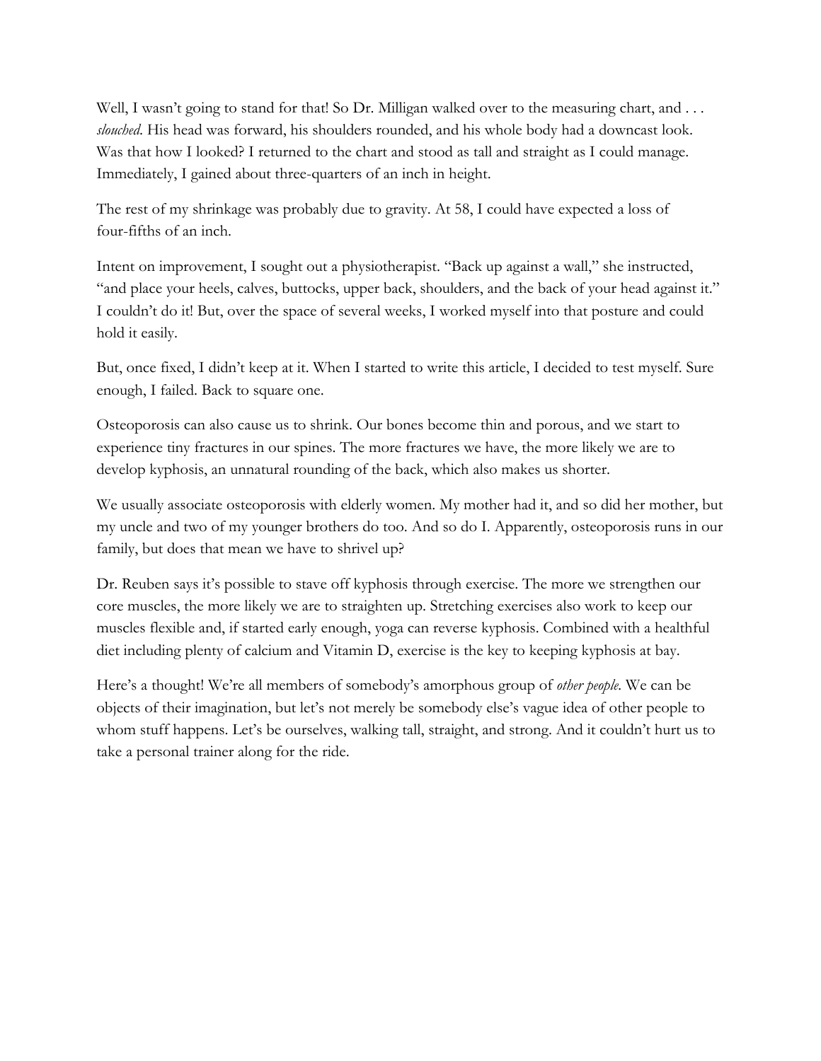Well, I wasn't going to stand for that! So Dr. Milligan walked over to the measuring chart, and . . . *slouched*. His head was forward, his shoulders rounded, and his whole body had a downcast look. Was that how I looked? I returned to the chart and stood as tall and straight as I could manage. Immediately, I gained about three-quarters of an inch in height.

The rest of my shrinkage was probably due to gravity. At 58, I could have expected a loss of four-fifths of an inch.

Intent on improvement, I sought out a physiotherapist. "Back up against a wall," she instructed, "and place your heels, calves, buttocks, upper back, shoulders, and the back of your head against it." I couldn't do it! But, over the space of several weeks, I worked myself into that posture and could hold it easily.

But, once fixed, I didn't keep at it. When I started to write this article, I decided to test myself. Sure enough, I failed. Back to square one.

Osteoporosis can also cause us to shrink. Our bones become thin and porous, and we start to experience tiny fractures in our spines. The more fractures we have, the more likely we are to develop kyphosis, an unnatural rounding of the back, which also makes us shorter.

We usually associate osteoporosis with elderly women. My mother had it, and so did her mother, but my uncle and two of my younger brothers do too. And so do I. Apparently, osteoporosis runs in our family, but does that mean we have to shrivel up?

Dr. Reuben says it's possible to stave off kyphosis through exercise. The more we strengthen our core muscles, the more likely we are to straighten up. Stretching exercises also work to keep our muscles flexible and, if started early enough, yoga can reverse kyphosis. Combined with a healthful diet including plenty of calcium and Vitamin D, exercise is the key to keeping kyphosis at bay.

Here's a thought! We're all members of somebody's amorphous group of *other people*. We can be objects of their imagination, but let's not merely be somebody else's vague idea of other people to whom stuff happens. Let's be ourselves, walking tall, straight, and strong. And it couldn't hurt us to take a personal trainer along for the ride.